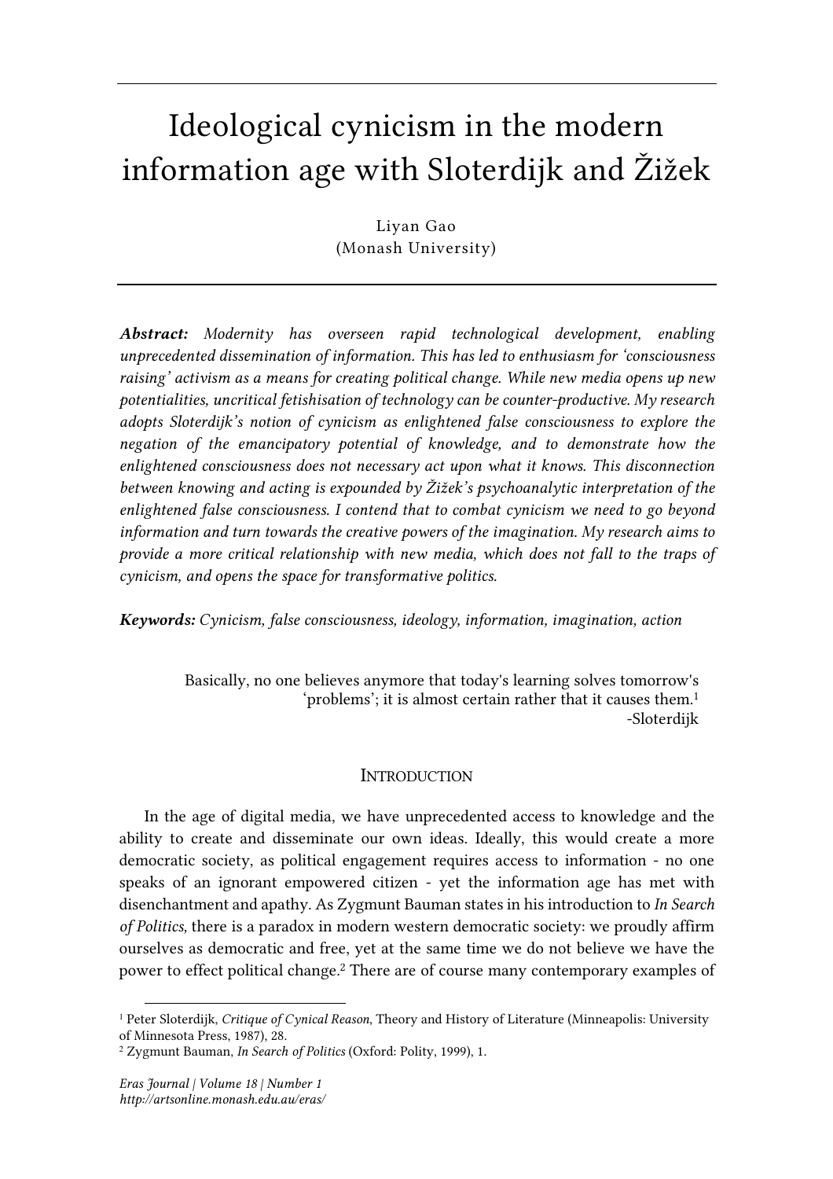# Ideological cynicism in the modern information age with Sloterdijk and Žižek

Liyan Gao
(Monash University)

***Abstract:*** *Modernity has overseen rapid technological development, enabling unprecedented dissemination of information. This has led to enthusiasm for 'consciousness raising' activism as a means for creating political change. While new media opens up new potentialities, uncritical fetishisation of technology can be counter-productive. My research adopts Sloterdijk's notion of cynicism as enlightened false consciousness to explore the negation of the emancipatory potential of knowledge, and to demonstrate how the enlightened consciousness does not necessary act upon what it knows. This disconnection between knowing and acting is expounded by Žižek's psychoanalytic interpretation of the enlightened false consciousness. I contend that to combat cynicism we need to go beyond information and turn towards the creative powers of the imagination. My research aims to provide a more critical relationship with new media, which does not fall to the traps of cynicism, and opens the space for transformative politics.*

***Keywords:*** *Cynicism, false consciousness, ideology, information, imagination, action*

> Basically, no one believes anymore that today's learning solves tomorrow's 'problems'; it is almost certain rather that it causes them.[1]
>
> -Sloterdijk

## Introduction

In the age of digital media, we have unprecedented access to knowledge and the ability to create and disseminate our own ideas. Ideally, this would create a more democratic society, as political engagement requires access to information - no one speaks of an ignorant empowered citizen - yet the information age has met with disenchantment and apathy. As Zygmunt Bauman states in his introduction to *In Search of Politics,* there is a paradox in modern western democratic society: we proudly affirm ourselves as democratic and free, yet at the same time we do not believe we have the power to effect political change.[2] There are of course many contemporary examples of

---

[1] Peter Sloterdijk, *Critique of Cynical Reason*, Theory and History of Literature (Minneapolis: University of Minnesota Press, 1987), 28.

[2] Zygmunt Bauman, *In Search of Politics* (Oxford: Polity, 1999), 1.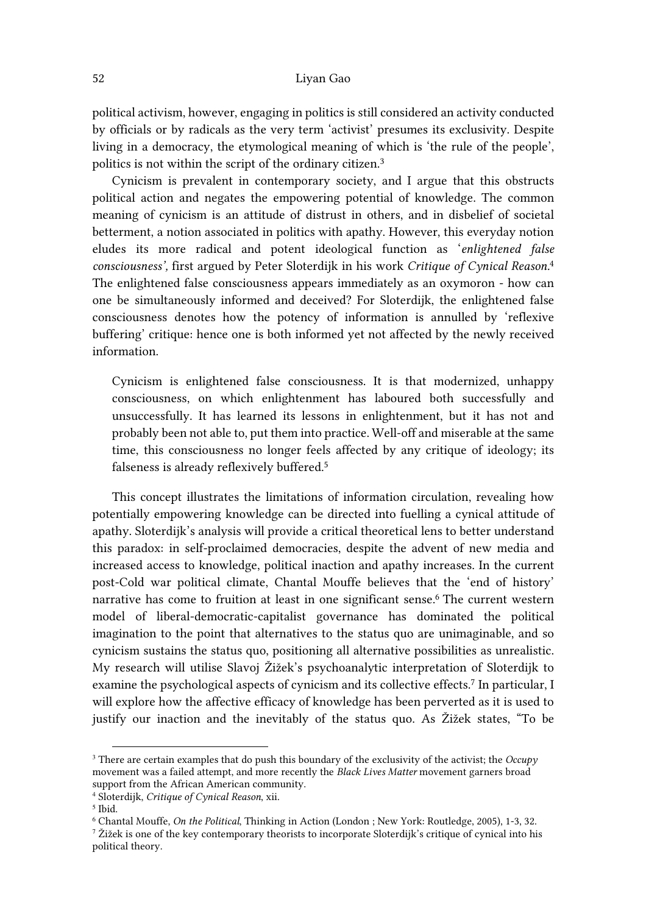political activism, however, engaging in politics is still considered an activity conducted by officials or by radicals as the very term 'activist' presumes its exclusivity. Despite living in a democracy, the etymological meaning of which is 'the rule of the people', politics is not within the script of the ordinary citizen.[3]

Cynicism is prevalent in contemporary society, and I argue that this obstructs political action and negates the empowering potential of knowledge. The common meaning of cynicism is an attitude of distrust in others, and in disbelief of societal betterment, a notion associated in politics with apathy. However, this everyday notion eludes its more radical and potent ideological function as '*enlightened false consciousness',* first argued by Peter Sloterdijk in his work *Critique of Cynical Reason*.[4] The enlightened false consciousness appears immediately as an oxymoron - how can one be simultaneously informed and deceived? For Sloterdijk, the enlightened false consciousness denotes how the potency of information is annulled by 'reflexive buffering' critique: hence one is both informed yet not affected by the newly received information.

> Cynicism is enlightened false consciousness. It is that modernized, unhappy consciousness, on which enlightenment has laboured both successfully and unsuccessfully. It has learned its lessons in enlightenment, but it has not and probably been not able to, put them into practice. Well-off and miserable at the same time, this consciousness no longer feels affected by any critique of ideology; its falseness is already reflexively buffered.[5]

This concept illustrates the limitations of information circulation, revealing how potentially empowering knowledge can be directed into fuelling a cynical attitude of apathy. Sloterdijk's analysis will provide a critical theoretical lens to better understand this paradox: in self-proclaimed democracies, despite the advent of new media and increased access to knowledge, political inaction and apathy increases. In the current post-Cold war political climate, Chantal Mouffe believes that the 'end of history' narrative has come to fruition at least in one significant sense.[6] The current western model of liberal-democratic-capitalist governance has dominated the political imagination to the point that alternatives to the status quo are unimaginable, and so cynicism sustains the status quo, positioning all alternative possibilities as unrealistic. My research will utilise Slavoj Žižek's psychoanalytic interpretation of Sloterdijk to examine the psychological aspects of cynicism and its collective effects.[7] In particular, I will explore how the affective efficacy of knowledge has been perverted as it is used to justify our inaction and the inevitably of the status quo. As Žižek states, "To be

---

[3] There are certain examples that do push this boundary of the exclusivity of the activist; the *Occupy* movement was a failed attempt, and more recently the *Black Lives Matter* movement garners broad support from the African American community.

[4] Sloterdijk, *Critique of Cynical Reason*, xii.

[5] Ibid.

[6] Chantal Mouffe, *On the Political*, Thinking in Action (London ; New York: Routledge, 2005), 1-3, 32.

[7] Žižek is one of the key contemporary theorists to incorporate Sloterdijk's critique of cynical into his political theory.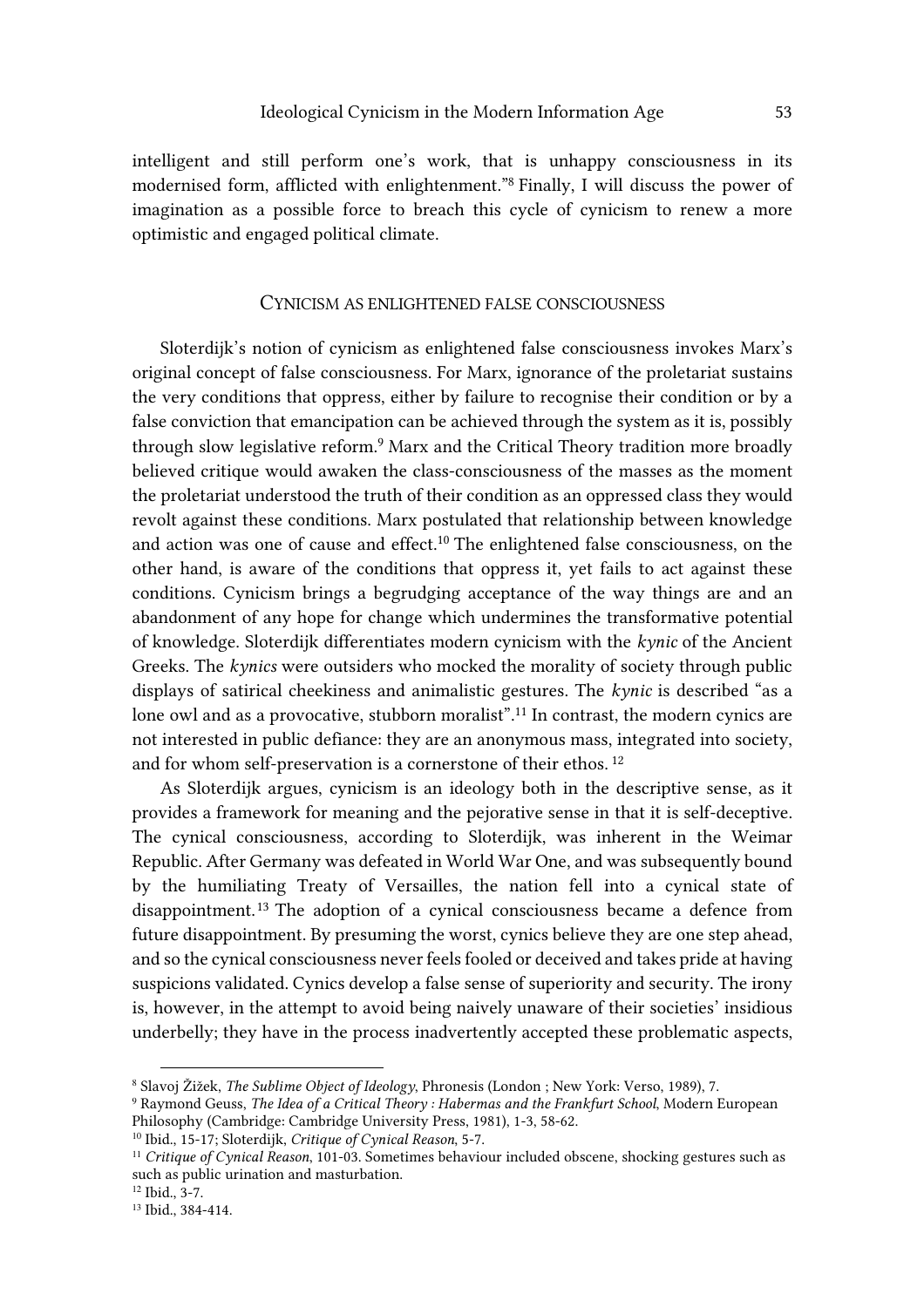intelligent and still perform one's work, that is unhappy consciousness in its modernised form, afflicted with enlightenment."[8] Finally, I will discuss the power of imagination as a possible force to breach this cycle of cynicism to renew a more optimistic and engaged political climate.

## Cynicism as Enlightened False Consciousness

Sloterdijk's notion of cynicism as enlightened false consciousness invokes Marx's original concept of false consciousness. For Marx, ignorance of the proletariat sustains the very conditions that oppress, either by failure to recognise their condition or by a false conviction that emancipation can be achieved through the system as it is, possibly through slow legislative reform.[9] Marx and the Critical Theory tradition more broadly believed critique would awaken the class-consciousness of the masses as the moment the proletariat understood the truth of their condition as an oppressed class they would revolt against these conditions. Marx postulated that relationship between knowledge and action was one of cause and effect.[10] The enlightened false consciousness, on the other hand, is aware of the conditions that oppress it, yet fails to act against these conditions. Cynicism brings a begrudging acceptance of the way things are and an abandonment of any hope for change which undermines the transformative potential of knowledge. Sloterdijk differentiates modern cynicism with the *kynic* of the Ancient Greeks. The *kynics* were outsiders who mocked the morality of society through public displays of satirical cheekiness and animalistic gestures. The *kynic* is described "as a lone owl and as a provocative, stubborn moralist".[11] In contrast, the modern cynics are not interested in public defiance: they are an anonymous mass, integrated into society, and for whom self-preservation is a cornerstone of their ethos.[12]

As Sloterdijk argues, cynicism is an ideology both in the descriptive sense, as it provides a framework for meaning and the pejorative sense in that it is self-deceptive. The cynical consciousness, according to Sloterdijk, was inherent in the Weimar Republic. After Germany was defeated in World War One, and was subsequently bound by the humiliating Treaty of Versailles, the nation fell into a cynical state of disappointment.[13] The adoption of a cynical consciousness became a defence from future disappointment. By presuming the worst, cynics believe they are one step ahead, and so the cynical consciousness never feels fooled or deceived and takes pride at having suspicions validated. Cynics develop a false sense of superiority and security. The irony is, however, in the attempt to avoid being naively unaware of their societies' insidious underbelly; they have in the process inadvertently accepted these problematic aspects,

---

[8] Slavoj Žižek, *The Sublime Object of Ideology*, Phronesis (London ; New York: Verso, 1989), 7.

[9] Raymond Geuss, *The Idea of a Critical Theory : Habermas and the Frankfurt School*, Modern European Philosophy (Cambridge: Cambridge University Press, 1981), 1-3, 58-62.

[10] Ibid., 15-17; Sloterdijk, *Critique of Cynical Reason*, 5-7.

[11] *Critique of Cynical Reason*, 101-03. Sometimes behaviour included obscene, shocking gestures such as such as public urination and masturbation.

[12] Ibid., 3-7.

[13] Ibid., 384-414.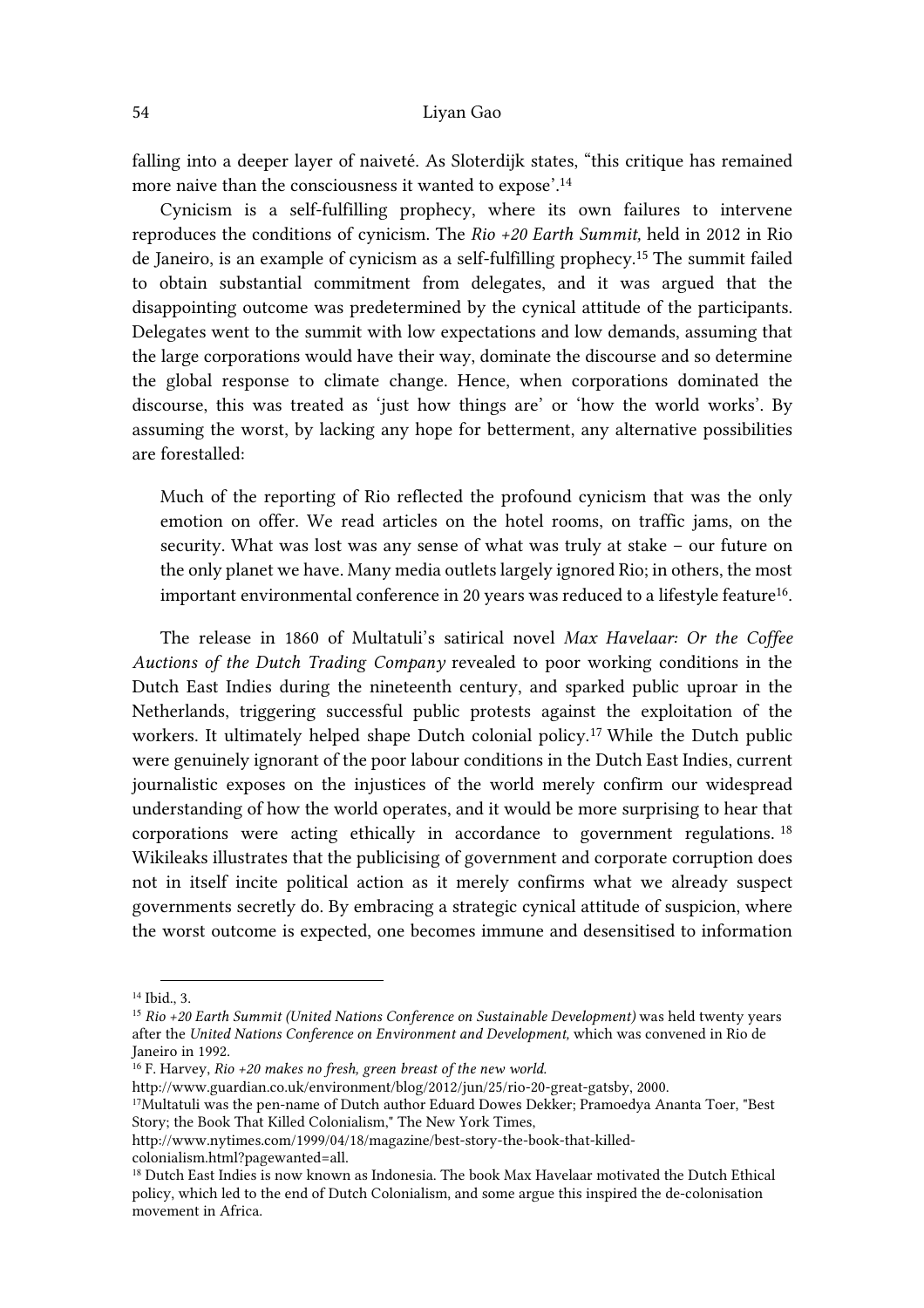falling into a deeper layer of naiveté. As Sloterdijk states, "this critique has remained more naive than the consciousness it wanted to expose'.[14]

Cynicism is a self-fulfilling prophecy, where its own failures to intervene reproduces the conditions of cynicism. The *Rio +20 Earth Summit,* held in 2012 in Rio de Janeiro, is an example of cynicism as a self-fulfilling prophecy.[15] The summit failed to obtain substantial commitment from delegates, and it was argued that the disappointing outcome was predetermined by the cynical attitude of the participants. Delegates went to the summit with low expectations and low demands, assuming that the large corporations would have their way, dominate the discourse and so determine the global response to climate change. Hence, when corporations dominated the discourse, this was treated as 'just how things are' or 'how the world works'. By assuming the worst, by lacking any hope for betterment, any alternative possibilities are forestalled:

> Much of the reporting of Rio reflected the profound cynicism that was the only emotion on offer. We read articles on the hotel rooms, on traffic jams, on the security. What was lost was any sense of what was truly at stake – our future on the only planet we have. Many media outlets largely ignored Rio; in others, the most important environmental conference in 20 years was reduced to a lifestyle feature[16].

The release in 1860 of Multatuli's satirical novel *Max Havelaar: Or the Coffee Auctions of the Dutch Trading Company* revealed to poor working conditions in the Dutch East Indies during the nineteenth century, and sparked public uproar in the Netherlands, triggering successful public protests against the exploitation of the workers. It ultimately helped shape Dutch colonial policy.[17] While the Dutch public were genuinely ignorant of the poor labour conditions in the Dutch East Indies, current journalistic exposes on the injustices of the world merely confirm our widespread understanding of how the world operates, and it would be more surprising to hear that corporations were acting ethically in accordance to government regulations.[18] Wikileaks illustrates that the publicising of government and corporate corruption does not in itself incite political action as it merely confirms what we already suspect governments secretly do. By embracing a strategic cynical attitude of suspicion, where the worst outcome is expected, one becomes immune and desensitised to information

---

[14] Ibid., 3.

[15] *Rio +20 Earth Summit (United Nations Conference on Sustainable Development)* was held twenty years after the *United Nations Conference on Environment and Development,* which was convened in Rio de Janeiro in 1992.

[16] F. Harvey, *Rio +20 makes no fresh, green breast of the new world.* http://www.guardian.co.uk/environment/blog/2012/jun/25/rio-20-great-gatsby, 2000.

[17] Multatuli was the pen-name of Dutch author Eduard Dowes Dekker; Pramoedya Ananta Toer, "Best Story; the Book That Killed Colonialism," The New York Times, http://www.nytimes.com/1999/04/18/magazine/best-story-the-book-that-killed-colonialism.html?pagewanted=all.

[18] Dutch East Indies is now known as Indonesia. The book Max Havelaar motivated the Dutch Ethical policy, which led to the end of Dutch Colonialism, and some argue this inspired the de-colonisation movement in Africa.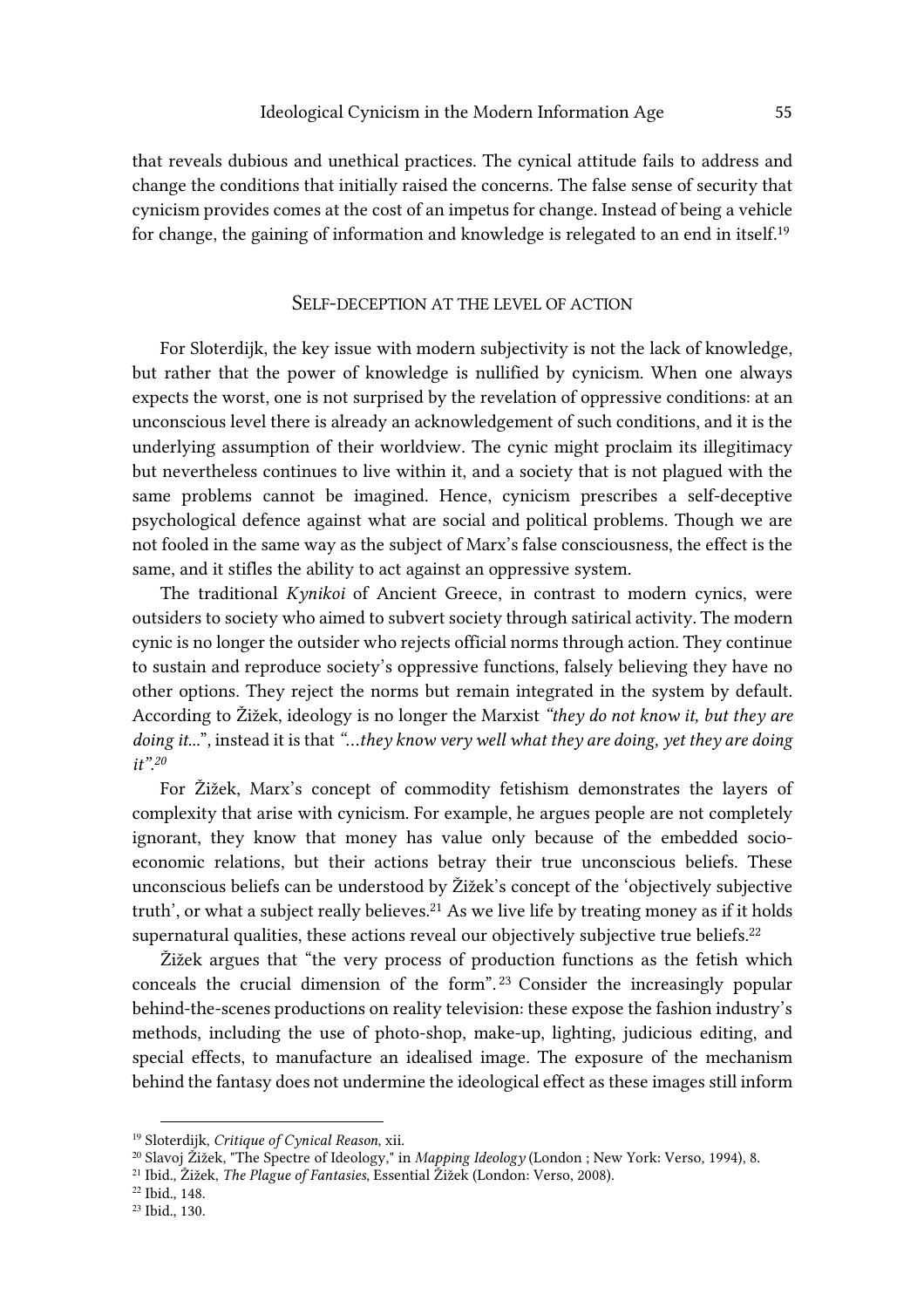that reveals dubious and unethical practices. The cynical attitude fails to address and change the conditions that initially raised the concerns. The false sense of security that cynicism provides comes at the cost of an impetus for change. Instead of being a vehicle for change, the gaining of information and knowledge is relegated to an end in itself.[19]

## Self-deception at the level of action

For Sloterdijk, the key issue with modern subjectivity is not the lack of knowledge, but rather that the power of knowledge is nullified by cynicism. When one always expects the worst, one is not surprised by the revelation of oppressive conditions: at an unconscious level there is already an acknowledgement of such conditions, and it is the underlying assumption of their worldview. The cynic might proclaim its illegitimacy but nevertheless continues to live within it, and a society that is not plagued with the same problems cannot be imagined. Hence, cynicism prescribes a self-deceptive psychological defence against what are social and political problems. Though we are not fooled in the same way as the subject of Marx's false consciousness, the effect is the same, and it stifles the ability to act against an oppressive system.

The traditional *Kynikoi* of Ancient Greece, in contrast to modern cynics, were outsiders to society who aimed to subvert society through satirical activity. The modern cynic is no longer the outsider who rejects official norms through action. They continue to sustain and reproduce society's oppressive functions, falsely believing they have no other options. They reject the norms but remain integrated in the system by default. According to Žižek, ideology is no longer the Marxist *"they do not know it, but they are doing it..."*, instead it is that *"...they know very well what they are doing, yet they are doing it".*[20]

For Žižek, Marx's concept of commodity fetishism demonstrates the layers of complexity that arise with cynicism. For example, he argues people are not completely ignorant, they know that money has value only because of the embedded socio-economic relations, but their actions betray their true unconscious beliefs. These unconscious beliefs can be understood by Žižek's concept of the 'objectively subjective truth', or what a subject really believes.[21] As we live life by treating money as if it holds supernatural qualities, these actions reveal our objectively subjective true beliefs.[22]

Žižek argues that "the very process of production functions as the fetish which conceals the crucial dimension of the form".[23] Consider the increasingly popular behind-the-scenes productions on reality television: these expose the fashion industry's methods, including the use of photo-shop, make-up, lighting, judicious editing, and special effects, to manufacture an idealised image. The exposure of the mechanism behind the fantasy does not undermine the ideological effect as these images still inform

---

[19] Sloterdijk, *Critique of Cynical Reason*, xii.

[20] Slavoj Žižek, "The Spectre of Ideology," in *Mapping Ideology* (London ; New York: Verso, 1994), 8.

[21] Ibid., Žižek, *The Plague of Fantasies*, Essential Žižek (London: Verso, 2008).

[22] Ibid., 148.

[23] Ibid., 130.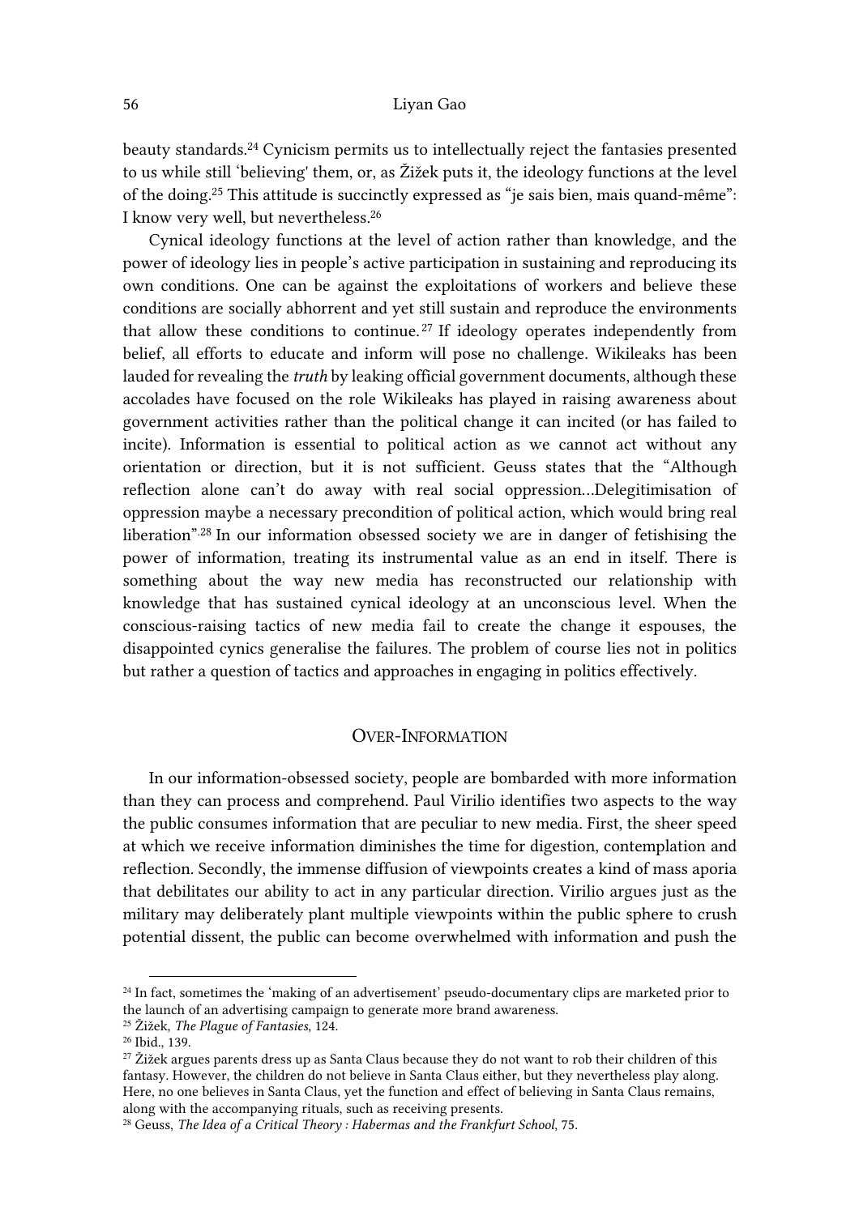beauty standards.[24] Cynicism permits us to intellectually reject the fantasies presented to us while still 'believing' them, or, as Žižek puts it, the ideology functions at the level of the doing.[25] This attitude is succinctly expressed as "je sais bien, mais quand-même": I know very well, but nevertheless.[26]

Cynical ideology functions at the level of action rather than knowledge, and the power of ideology lies in people's active participation in sustaining and reproducing its own conditions. One can be against the exploitations of workers and believe these conditions are socially abhorrent and yet still sustain and reproduce the environments that allow these conditions to continue.[27] If ideology operates independently from belief, all efforts to educate and inform will pose no challenge. Wikileaks has been lauded for revealing the *truth* by leaking official government documents, although these accolades have focused on the role Wikileaks has played in raising awareness about government activities rather than the political change it can incited (or has failed to incite). Information is essential to political action as we cannot act without any orientation or direction, but it is not sufficient. Geuss states that the "Although reflection alone can't do away with real social oppression…Delegitimisation of oppression maybe a necessary precondition of political action, which would bring real liberation".[28] In our information obsessed society we are in danger of fetishising the power of information, treating its instrumental value as an end in itself. There is something about the way new media has reconstructed our relationship with knowledge that has sustained cynical ideology at an unconscious level. When the conscious-raising tactics of new media fail to create the change it espouses, the disappointed cynics generalise the failures. The problem of course lies not in politics but rather a question of tactics and approaches in engaging in politics effectively.

## Over-Information

In our information-obsessed society, people are bombarded with more information than they can process and comprehend. Paul Virilio identifies two aspects to the way the public consumes information that are peculiar to new media. First, the sheer speed at which we receive information diminishes the time for digestion, contemplation and reflection. Secondly, the immense diffusion of viewpoints creates a kind of mass aporia that debilitates our ability to act in any particular direction. Virilio argues just as the military may deliberately plant multiple viewpoints within the public sphere to crush potential dissent, the public can become overwhelmed with information and push the

---

[24] In fact, sometimes the 'making of an advertisement' pseudo-documentary clips are marketed prior to the launch of an advertising campaign to generate more brand awareness.

[25] Žižek, *The Plague of Fantasies*, 124.

[26] Ibid., 139.

[27] Žižek argues parents dress up as Santa Claus because they do not want to rob their children of this fantasy. However, the children do not believe in Santa Claus either, but they nevertheless play along. Here, no one believes in Santa Claus, yet the function and effect of believing in Santa Claus remains, along with the accompanying rituals, such as receiving presents.

[28] Geuss, *The Idea of a Critical Theory : Habermas and the Frankfurt School*, 75.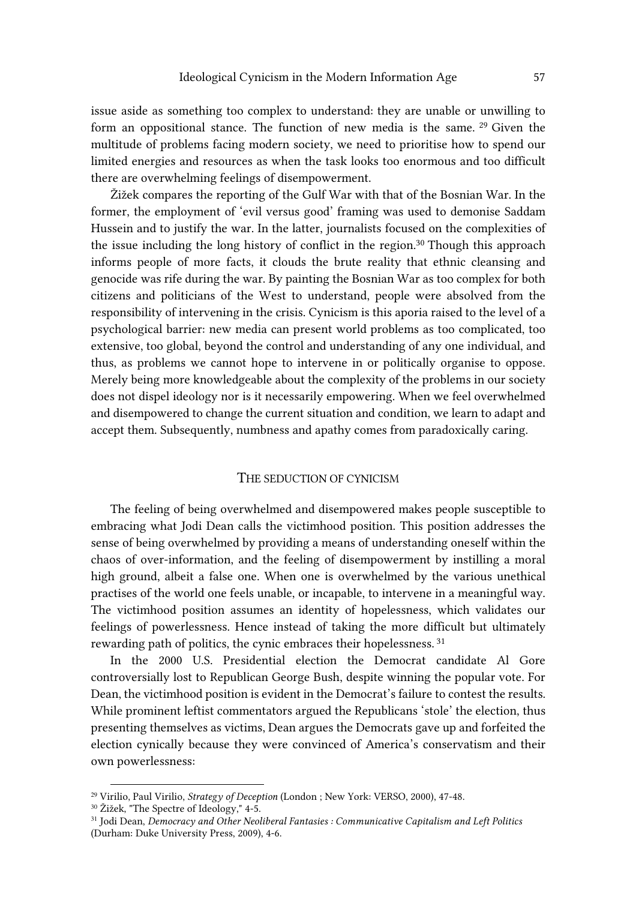issue aside as something too complex to understand: they are unable or unwilling to form an oppositional stance. The function of new media is the same. [29] Given the multitude of problems facing modern society, we need to prioritise how to spend our limited energies and resources as when the task looks too enormous and too difficult there are overwhelming feelings of disempowerment.

Žižek compares the reporting of the Gulf War with that of the Bosnian War. In the former, the employment of 'evil versus good' framing was used to demonise Saddam Hussein and to justify the war. In the latter, journalists focused on the complexities of the issue including the long history of conflict in the region.[30] Though this approach informs people of more facts, it clouds the brute reality that ethnic cleansing and genocide was rife during the war. By painting the Bosnian War as too complex for both citizens and politicians of the West to understand, people were absolved from the responsibility of intervening in the crisis. Cynicism is this aporia raised to the level of a psychological barrier: new media can present world problems as too complicated, too extensive, too global, beyond the control and understanding of any one individual, and thus, as problems we cannot hope to intervene in or politically organise to oppose. Merely being more knowledgeable about the complexity of the problems in our society does not dispel ideology nor is it necessarily empowering. When we feel overwhelmed and disempowered to change the current situation and condition, we learn to adapt and accept them. Subsequently, numbness and apathy comes from paradoxically caring.

## The seduction of cynicism

The feeling of being overwhelmed and disempowered makes people susceptible to embracing what Jodi Dean calls the victimhood position. This position addresses the sense of being overwhelmed by providing a means of understanding oneself within the chaos of over-information, and the feeling of disempowerment by instilling a moral high ground, albeit a false one. When one is overwhelmed by the various unethical practises of the world one feels unable, or incapable, to intervene in a meaningful way. The victimhood position assumes an identity of hopelessness, which validates our feelings of powerlessness. Hence instead of taking the more difficult but ultimately rewarding path of politics, the cynic embraces their hopelessness. [31]

In the 2000 U.S. Presidential election the Democrat candidate Al Gore controversially lost to Republican George Bush, despite winning the popular vote. For Dean, the victimhood position is evident in the Democrat's failure to contest the results. While prominent leftist commentators argued the Republicans 'stole' the election, thus presenting themselves as victims, Dean argues the Democrats gave up and forfeited the election cynically because they were convinced of America's conservatism and their own powerlessness:

---

[29] Virilio, Paul Virilio, *Strategy of Deception* (London ; New York: VERSO, 2000), 47-48.

[30] Žižek, "The Spectre of Ideology," 4-5.

[31] Jodi Dean, *Democracy and Other Neoliberal Fantasies : Communicative Capitalism and Left Politics* (Durham: Duke University Press, 2009), 4-6.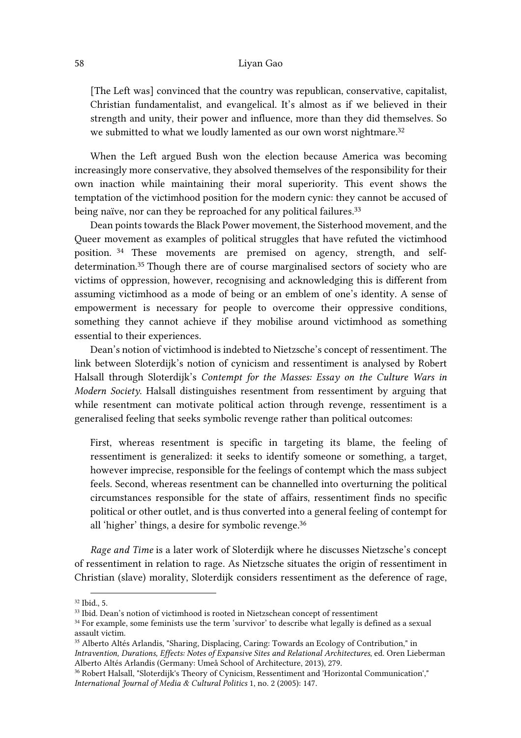> [The Left was] convinced that the country was republican, conservative, capitalist, Christian fundamentalist, and evangelical. It's almost as if we believed in their strength and unity, their power and influence, more than they did themselves. So we submitted to what we loudly lamented as our own worst nightmare.[32]

When the Left argued Bush won the election because America was becoming increasingly more conservative, they absolved themselves of the responsibility for their own inaction while maintaining their moral superiority. This event shows the temptation of the victimhood position for the modern cynic: they cannot be accused of being naïve, nor can they be reproached for any political failures.[33]

Dean points towards the Black Power movement, the Sisterhood movement, and the Queer movement as examples of political struggles that have refuted the victimhood position.[34] These movements are premised on agency, strength, and self-determination.[35] Though there are of course marginalised sectors of society who are victims of oppression, however, recognising and acknowledging this is different from assuming victimhood as a mode of being or an emblem of one's identity. A sense of empowerment is necessary for people to overcome their oppressive conditions, something they cannot achieve if they mobilise around victimhood as something essential to their experiences.

Dean's notion of victimhood is indebted to Nietzsche's concept of ressentiment. The link between Sloterdijk's notion of cynicism and ressentiment is analysed by Robert Halsall through Sloterdijk's *Contempt for the Masses: Essay on the Culture Wars in Modern Society*. Halsall distinguishes resentment from ressentiment by arguing that while resentment can motivate political action through revenge, ressentiment is a generalised feeling that seeks symbolic revenge rather than political outcomes:

> First, whereas resentment is specific in targeting its blame, the feeling of ressentiment is generalized: it seeks to identify someone or something, a target, however imprecise, responsible for the feelings of contempt which the mass subject feels. Second, whereas resentment can be channelled into overturning the political circumstances responsible for the state of affairs, ressentiment finds no specific political or other outlet, and is thus converted into a general feeling of contempt for all 'higher' things, a desire for symbolic revenge.[36]

*Rage and Time* is a later work of Sloterdijk where he discusses Nietzsche's concept of ressentiment in relation to rage. As Nietzsche situates the origin of ressentiment in Christian (slave) morality, Sloterdijk considers ressentiment as the deference of rage,

---

[32] Ibid., 5.

[33] Ibid. Dean's notion of victimhood is rooted in Nietzschean concept of ressentiment

[34] For example, some feminists use the term 'survivor' to describe what legally is defined as a sexual assault victim.

[35] Alberto Altés Arlandis, "Sharing, Displacing, Caring: Towards an Ecology of Contribution," in *Intravention, Durations, Effects: Notes of Expansive Sites and Relational Architectures*, ed. Oren Lieberman Alberto Altés Arlandis (Germany: Umeå School of Architecture, 2013), 279.

[36] Robert Halsall, "Sloterdijk's Theory of Cynicism, Ressentiment and 'Horizontal Communication'," *International Journal of Media & Cultural Politics* 1, no. 2 (2005): 147.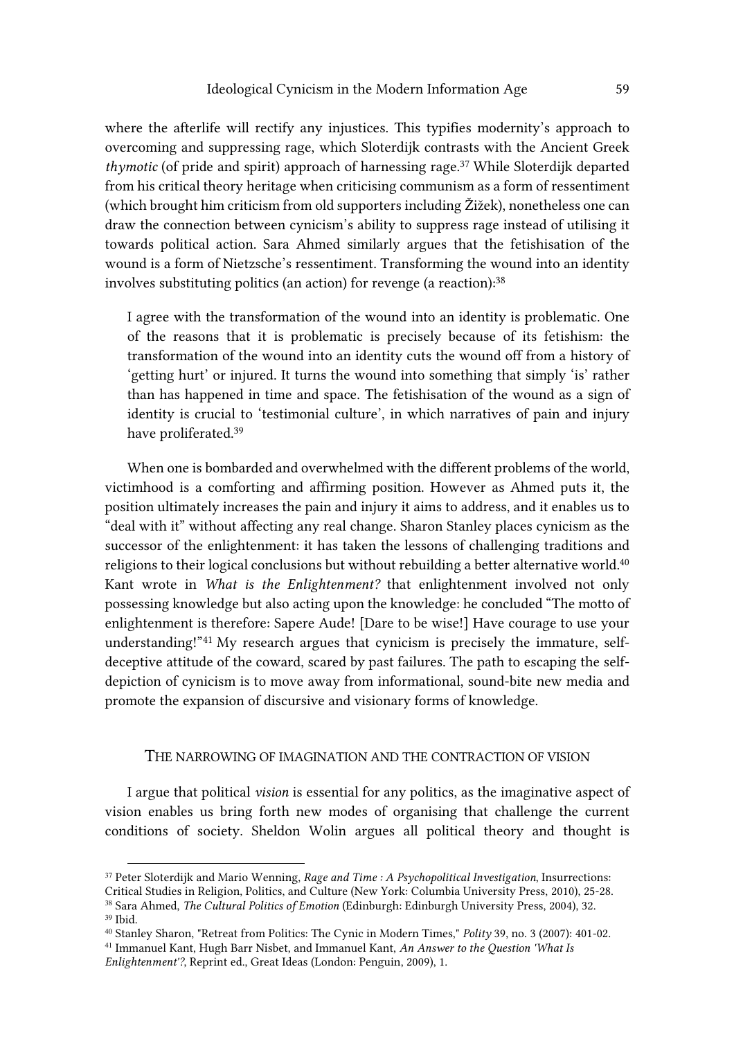where the afterlife will rectify any injustices. This typifies modernity's approach to overcoming and suppressing rage, which Sloterdijk contrasts with the Ancient Greek *thymotic* (of pride and spirit) approach of harnessing rage.[37] While Sloterdijk departed from his critical theory heritage when criticising communism as a form of ressentiment (which brought him criticism from old supporters including Žižek), nonetheless one can draw the connection between cynicism's ability to suppress rage instead of utilising it towards political action. Sara Ahmed similarly argues that the fetishisation of the wound is a form of Nietzsche's ressentiment. Transforming the wound into an identity involves substituting politics (an action) for revenge (a reaction):[38]

> I agree with the transformation of the wound into an identity is problematic. One of the reasons that it is problematic is precisely because of its fetishism: the transformation of the wound into an identity cuts the wound off from a history of 'getting hurt' or injured. It turns the wound into something that simply 'is' rather than has happened in time and space. The fetishisation of the wound as a sign of identity is crucial to 'testimonial culture', in which narratives of pain and injury have proliferated.[39]

When one is bombarded and overwhelmed with the different problems of the world, victimhood is a comforting and affirming position. However as Ahmed puts it, the position ultimately increases the pain and injury it aims to address, and it enables us to "deal with it" without affecting any real change. Sharon Stanley places cynicism as the successor of the enlightenment: it has taken the lessons of challenging traditions and religions to their logical conclusions but without rebuilding a better alternative world.[40] Kant wrote in *What is the Enlightenment?* that enlightenment involved not only possessing knowledge but also acting upon the knowledge: he concluded "The motto of enlightenment is therefore: Sapere Aude! [Dare to be wise!] Have courage to use your understanding!"[41] My research argues that cynicism is precisely the immature, self-deceptive attitude of the coward, scared by past failures. The path to escaping the self-depiction of cynicism is to move away from informational, sound-bite new media and promote the expansion of discursive and visionary forms of knowledge.

## The narrowing of imagination and the contraction of vision

I argue that political *vision* is essential for any politics, as the imaginative aspect of vision enables us bring forth new modes of organising that challenge the current conditions of society. Sheldon Wolin argues all political theory and thought is

---

[37] Peter Sloterdijk and Mario Wenning, *Rage and Time : A Psychopolitical Investigation*, Insurrections: Critical Studies in Religion, Politics, and Culture (New York: Columbia University Press, 2010), 25-28.

[38] Sara Ahmed, *The Cultural Politics of Emotion* (Edinburgh: Edinburgh University Press, 2004), 32.

[39] Ibid.

[40] Stanley Sharon, "Retreat from Politics: The Cynic in Modern Times," *Polity* 39, no. 3 (2007): 401-02.

[41] Immanuel Kant, Hugh Barr Nisbet, and Immanuel Kant, *An Answer to the Question 'What Is Enlightenment'?*, Reprint ed., Great Ideas (London: Penguin, 2009), 1.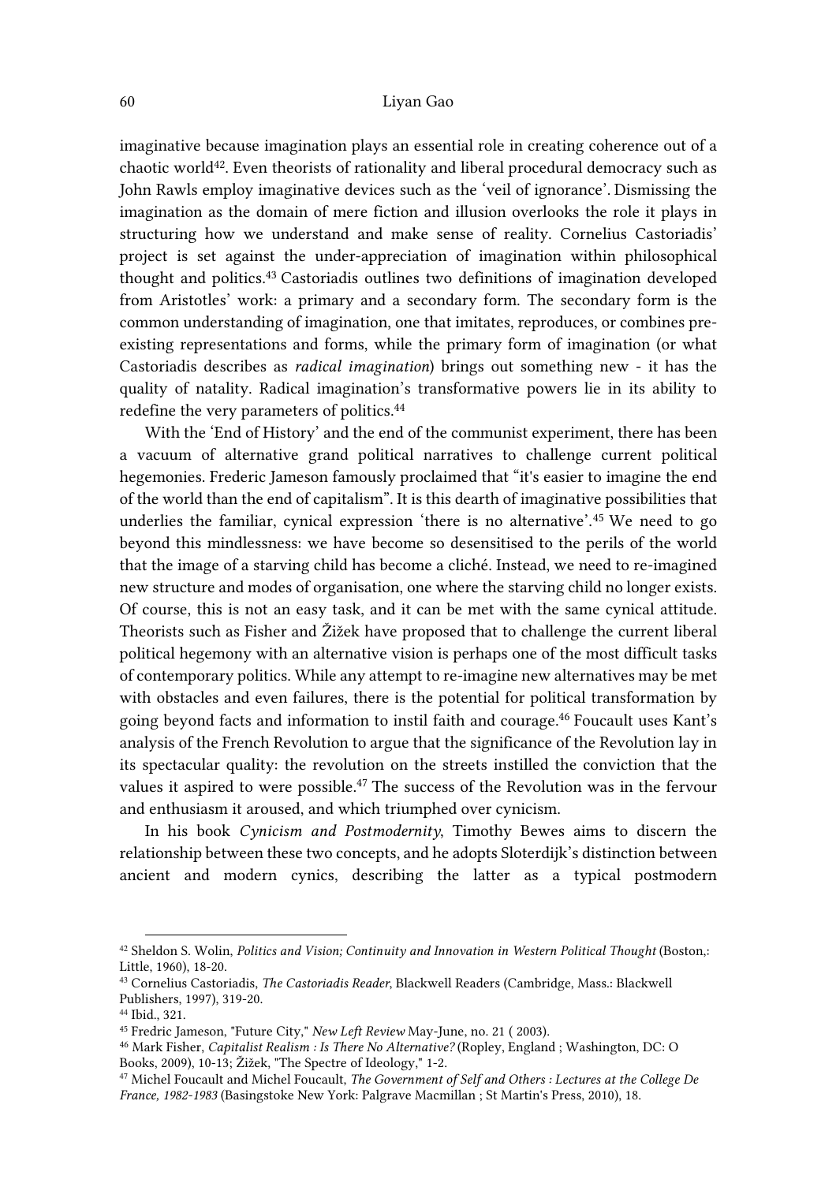imaginative because imagination plays an essential role in creating coherence out of a chaotic world[42]. Even theorists of rationality and liberal procedural democracy such as John Rawls employ imaginative devices such as the 'veil of ignorance'. Dismissing the imagination as the domain of mere fiction and illusion overlooks the role it plays in structuring how we understand and make sense of reality. Cornelius Castoriadis' project is set against the under-appreciation of imagination within philosophical thought and politics.[43] Castoriadis outlines two definitions of imagination developed from Aristotles' work: a primary and a secondary form. The secondary form is the common understanding of imagination, one that imitates, reproduces, or combines pre-existing representations and forms, while the primary form of imagination (or what Castoriadis describes as *radical imagination*) brings out something new - it has the quality of natality. Radical imagination's transformative powers lie in its ability to redefine the very parameters of politics.[44]

With the 'End of History' and the end of the communist experiment, there has been a vacuum of alternative grand political narratives to challenge current political hegemonies. Frederic Jameson famously proclaimed that "it's easier to imagine the end of the world than the end of capitalism". It is this dearth of imaginative possibilities that underlies the familiar, cynical expression 'there is no alternative'.[45] We need to go beyond this mindlessness: we have become so desensitised to the perils of the world that the image of a starving child has become a cliché. Instead, we need to re-imagined new structure and modes of organisation, one where the starving child no longer exists. Of course, this is not an easy task, and it can be met with the same cynical attitude. Theorists such as Fisher and Žižek have proposed that to challenge the current liberal political hegemony with an alternative vision is perhaps one of the most difficult tasks of contemporary politics. While any attempt to re-imagine new alternatives may be met with obstacles and even failures, there is the potential for political transformation by going beyond facts and information to instil faith and courage.[46] Foucault uses Kant's analysis of the French Revolution to argue that the significance of the Revolution lay in its spectacular quality: the revolution on the streets instilled the conviction that the values it aspired to were possible.[47] The success of the Revolution was in the fervour and enthusiasm it aroused, and which triumphed over cynicism.

In his book *Cynicism and Postmodernity*, Timothy Bewes aims to discern the relationship between these two concepts, and he adopts Sloterdijk's distinction between ancient and modern cynics, describing the latter as a typical postmodern

---

[42] Sheldon S. Wolin, *Politics and Vision; Continuity and Innovation in Western Political Thought* (Boston,: Little, 1960), 18-20.

[43] Cornelius Castoriadis, *The Castoriadis Reader*, Blackwell Readers (Cambridge, Mass.: Blackwell Publishers, 1997), 319-20.

[44] Ibid., 321.

[45] Fredric Jameson, "Future City," *New Left Review* May-June, no. 21 ( 2003).

[46] Mark Fisher, *Capitalist Realism : Is There No Alternative?* (Ropley, England ; Washington, DC: O Books, 2009), 10-13; Žižek, "The Spectre of Ideology," 1-2.

[47] Michel Foucault and Michel Foucault, *The Government of Self and Others : Lectures at the College De France, 1982-1983* (Basingstoke New York: Palgrave Macmillan ; St Martin's Press, 2010), 18.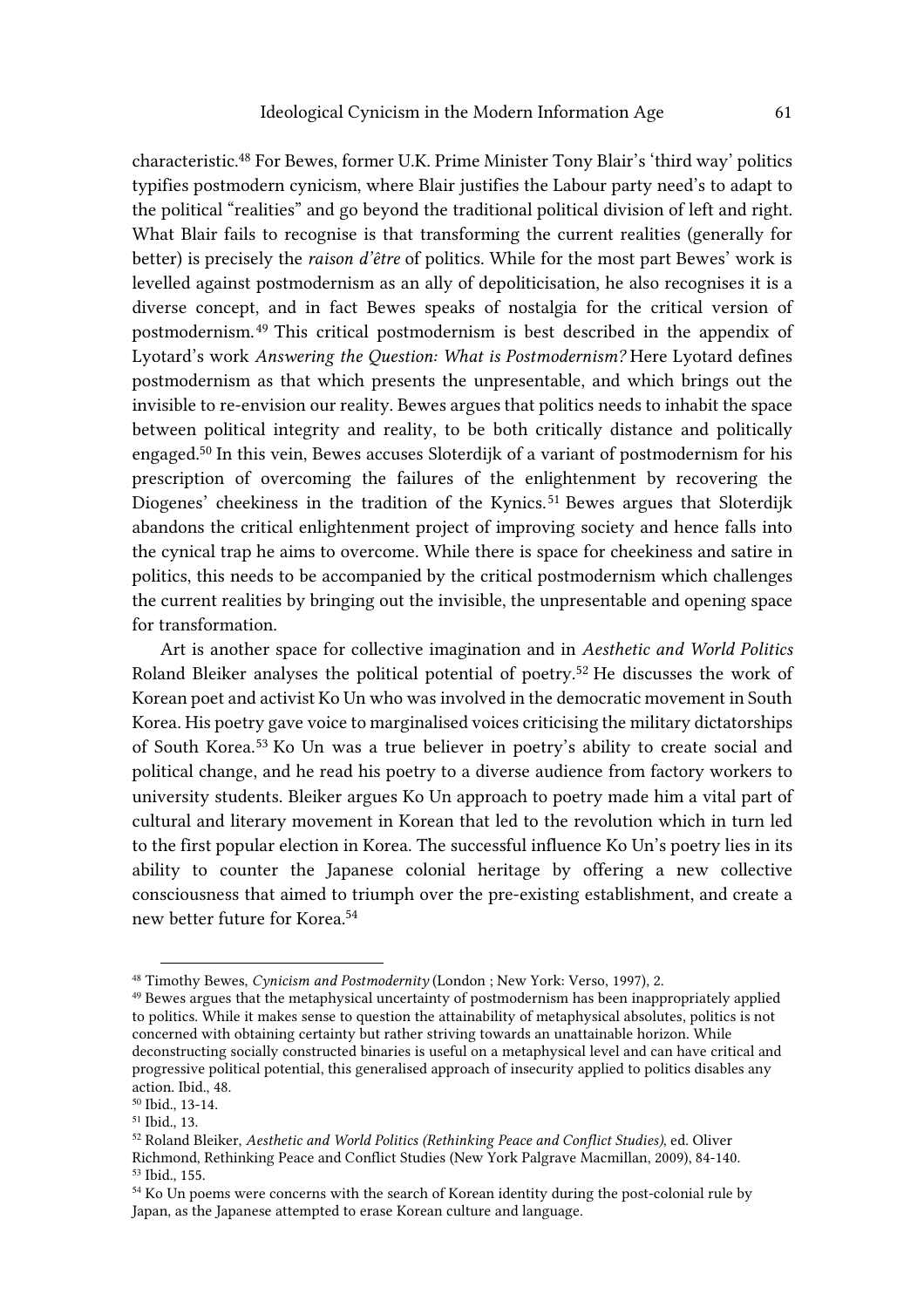characteristic.[48] For Bewes, former U.K. Prime Minister Tony Blair's 'third way' politics typifies postmodern cynicism, where Blair justifies the Labour party need's to adapt to the political "realities" and go beyond the traditional political division of left and right. What Blair fails to recognise is that transforming the current realities (generally for better) is precisely the *raison d'être* of politics. While for the most part Bewes' work is levelled against postmodernism as an ally of depoliticisation, he also recognises it is a diverse concept, and in fact Bewes speaks of nostalgia for the critical version of postmodernism.[49] This critical postmodernism is best described in the appendix of Lyotard's work *Answering the Question: What is Postmodernism?* Here Lyotard defines postmodernism as that which presents the unpresentable, and which brings out the invisible to re-envision our reality. Bewes argues that politics needs to inhabit the space between political integrity and reality, to be both critically distance and politically engaged.[50] In this vein, Bewes accuses Sloterdijk of a variant of postmodernism for his prescription of overcoming the failures of the enlightenment by recovering the Diogenes' cheekiness in the tradition of the Kynics.[51] Bewes argues that Sloterdijk abandons the critical enlightenment project of improving society and hence falls into the cynical trap he aims to overcome. While there is space for cheekiness and satire in politics, this needs to be accompanied by the critical postmodernism which challenges the current realities by bringing out the invisible, the unpresentable and opening space for transformation.

Art is another space for collective imagination and in *Aesthetic and World Politics* Roland Bleiker analyses the political potential of poetry.[52] He discusses the work of Korean poet and activist Ko Un who was involved in the democratic movement in South Korea. His poetry gave voice to marginalised voices criticising the military dictatorships of South Korea.[53] Ko Un was a true believer in poetry's ability to create social and political change, and he read his poetry to a diverse audience from factory workers to university students. Bleiker argues Ko Un approach to poetry made him a vital part of cultural and literary movement in Korean that led to the revolution which in turn led to the first popular election in Korea. The successful influence Ko Un's poetry lies in its ability to counter the Japanese colonial heritage by offering a new collective consciousness that aimed to triumph over the pre-existing establishment, and create a new better future for Korea.[54]

---

[48] Timothy Bewes, *Cynicism and Postmodernity* (London ; New York: Verso, 1997), 2.

[49] Bewes argues that the metaphysical uncertainty of postmodernism has been inappropriately applied to politics. While it makes sense to question the attainability of metaphysical absolutes, politics is not concerned with obtaining certainty but rather striving towards an unattainable horizon. While deconstructing socially constructed binaries is useful on a metaphysical level and can have critical and progressive political potential, this generalised approach of insecurity applied to politics disables any action. Ibid., 48.

[50] Ibid., 13-14.

[51] Ibid., 13.

[52] Roland Bleiker, *Aesthetic and World Politics (Rethinking Peace and Conflict Studies)*, ed. Oliver Richmond, Rethinking Peace and Conflict Studies (New York Palgrave Macmillan, 2009), 84-140.

[53] Ibid., 155.

[54] Ko Un poems were concerns with the search of Korean identity during the post-colonial rule by Japan, as the Japanese attempted to erase Korean culture and language.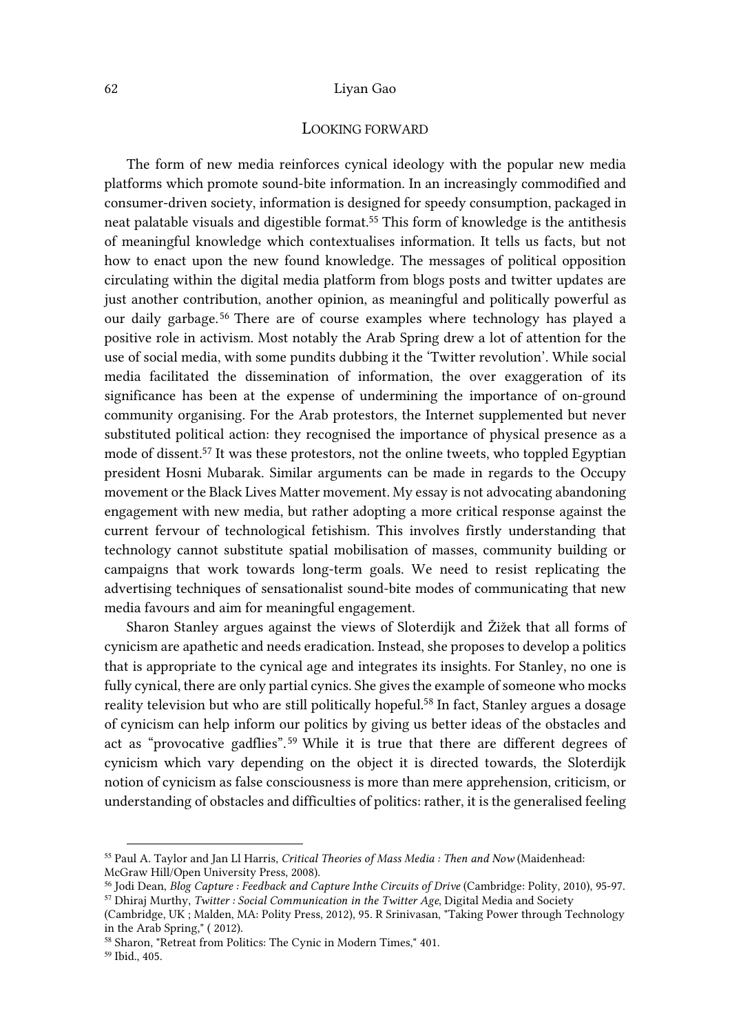## LOOKING FORWARD

The form of new media reinforces cynical ideology with the popular new media platforms which promote sound-bite information. In an increasingly commodified and consumer-driven society, information is designed for speedy consumption, packaged in neat palatable visuals and digestible format.[55] This form of knowledge is the antithesis of meaningful knowledge which contextualises information. It tells us facts, but not how to enact upon the new found knowledge. The messages of political opposition circulating within the digital media platform from blogs posts and twitter updates are just another contribution, another opinion, as meaningful and politically powerful as our daily garbage.[56] There are of course examples where technology has played a positive role in activism. Most notably the Arab Spring drew a lot of attention for the use of social media, with some pundits dubbing it the 'Twitter revolution'. While social media facilitated the dissemination of information, the over exaggeration of its significance has been at the expense of undermining the importance of on-ground community organising. For the Arab protestors, the Internet supplemented but never substituted political action: they recognised the importance of physical presence as a mode of dissent.[57] It was these protestors, not the online tweets, who toppled Egyptian president Hosni Mubarak. Similar arguments can be made in regards to the Occupy movement or the Black Lives Matter movement. My essay is not advocating abandoning engagement with new media, but rather adopting a more critical response against the current fervour of technological fetishism. This involves firstly understanding that technology cannot substitute spatial mobilisation of masses, community building or campaigns that work towards long-term goals. We need to resist replicating the advertising techniques of sensationalist sound-bite modes of communicating that new media favours and aim for meaningful engagement.

Sharon Stanley argues against the views of Sloterdijk and Žižek that all forms of cynicism are apathetic and needs eradication. Instead, she proposes to develop a politics that is appropriate to the cynical age and integrates its insights. For Stanley, no one is fully cynical, there are only partial cynics. She gives the example of someone who mocks reality television but who are still politically hopeful.[58] In fact, Stanley argues a dosage of cynicism can help inform our politics by giving us better ideas of the obstacles and act as "provocative gadflies".[59] While it is true that there are different degrees of cynicism which vary depending on the object it is directed towards, the Sloterdijk notion of cynicism as false consciousness is more than mere apprehension, criticism, or understanding of obstacles and difficulties of politics: rather, it is the generalised feeling

---

[55] Paul A. Taylor and Jan Ll Harris, *Critical Theories of Mass Media : Then and Now* (Maidenhead: McGraw Hill/Open University Press, 2008).

[56] Jodi Dean, *Blog Capture : Feedback and Capture Inthe Circuits of Drive* (Cambridge: Polity, 2010), 95-97.

[57] Dhiraj Murthy, *Twitter : Social Communication in the Twitter Age*, Digital Media and Society (Cambridge, UK ; Malden, MA: Polity Press, 2012), 95. R Srinivasan, "Taking Power through Technology in the Arab Spring," ( 2012).

[58] Sharon, "Retreat from Politics: The Cynic in Modern Times," 401.

[59] Ibid., 405.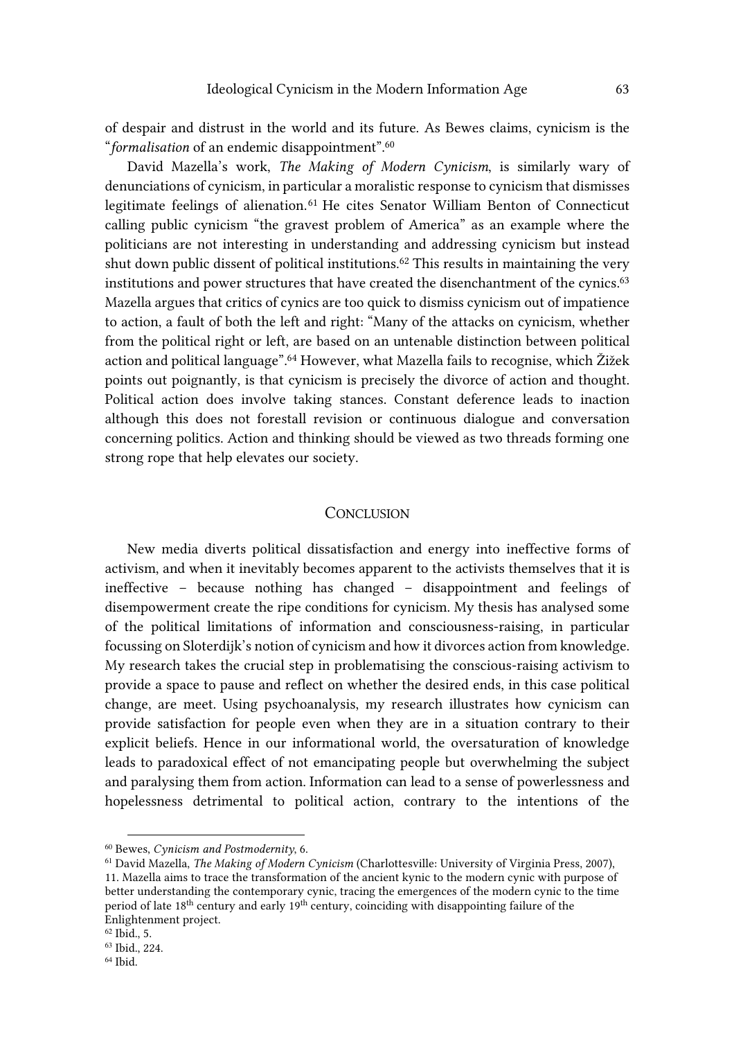of despair and distrust in the world and its future. As Bewes claims, cynicism is the "*formalisation* of an endemic disappointment".[60]

David Mazella's work, *The Making of Modern Cynicism*, is similarly wary of denunciations of cynicism, in particular a moralistic response to cynicism that dismisses legitimate feelings of alienation.[61] He cites Senator William Benton of Connecticut calling public cynicism "the gravest problem of America" as an example where the politicians are not interesting in understanding and addressing cynicism but instead shut down public dissent of political institutions.[62] This results in maintaining the very institutions and power structures that have created the disenchantment of the cynics.[63] Mazella argues that critics of cynics are too quick to dismiss cynicism out of impatience to action, a fault of both the left and right: "Many of the attacks on cynicism, whether from the political right or left, are based on an untenable distinction between political action and political language".[64] However, what Mazella fails to recognise, which Žižek points out poignantly, is that cynicism is precisely the divorce of action and thought. Political action does involve taking stances. Constant deference leads to inaction although this does not forestall revision or continuous dialogue and conversation concerning politics. Action and thinking should be viewed as two threads forming one strong rope that help elevates our society.

## Conclusion

New media diverts political dissatisfaction and energy into ineffective forms of activism, and when it inevitably becomes apparent to the activists themselves that it is ineffective – because nothing has changed – disappointment and feelings of disempowerment create the ripe conditions for cynicism. My thesis has analysed some of the political limitations of information and consciousness-raising, in particular focussing on Sloterdijk's notion of cynicism and how it divorces action from knowledge. My research takes the crucial step in problematising the conscious-raising activism to provide a space to pause and reflect on whether the desired ends, in this case political change, are meet. Using psychoanalysis, my research illustrates how cynicism can provide satisfaction for people even when they are in a situation contrary to their explicit beliefs. Hence in our informational world, the oversaturation of knowledge leads to paradoxical effect of not emancipating people but overwhelming the subject and paralysing them from action. Information can lead to a sense of powerlessness and hopelessness detrimental to political action, contrary to the intentions of the

---

[60] Bewes, *Cynicism and Postmodernity*, 6.

[61] David Mazella, *The Making of Modern Cynicism* (Charlottesville: University of Virginia Press, 2007), 11. Mazella aims to trace the transformation of the ancient kynic to the modern cynic with purpose of better understanding the contemporary cynic, tracing the emergences of the modern cynic to the time period of late 18th century and early 19th century, coinciding with disappointing failure of the Enlightenment project.

[62] Ibid., 5.

[63] Ibid., 224.

[64] Ibid.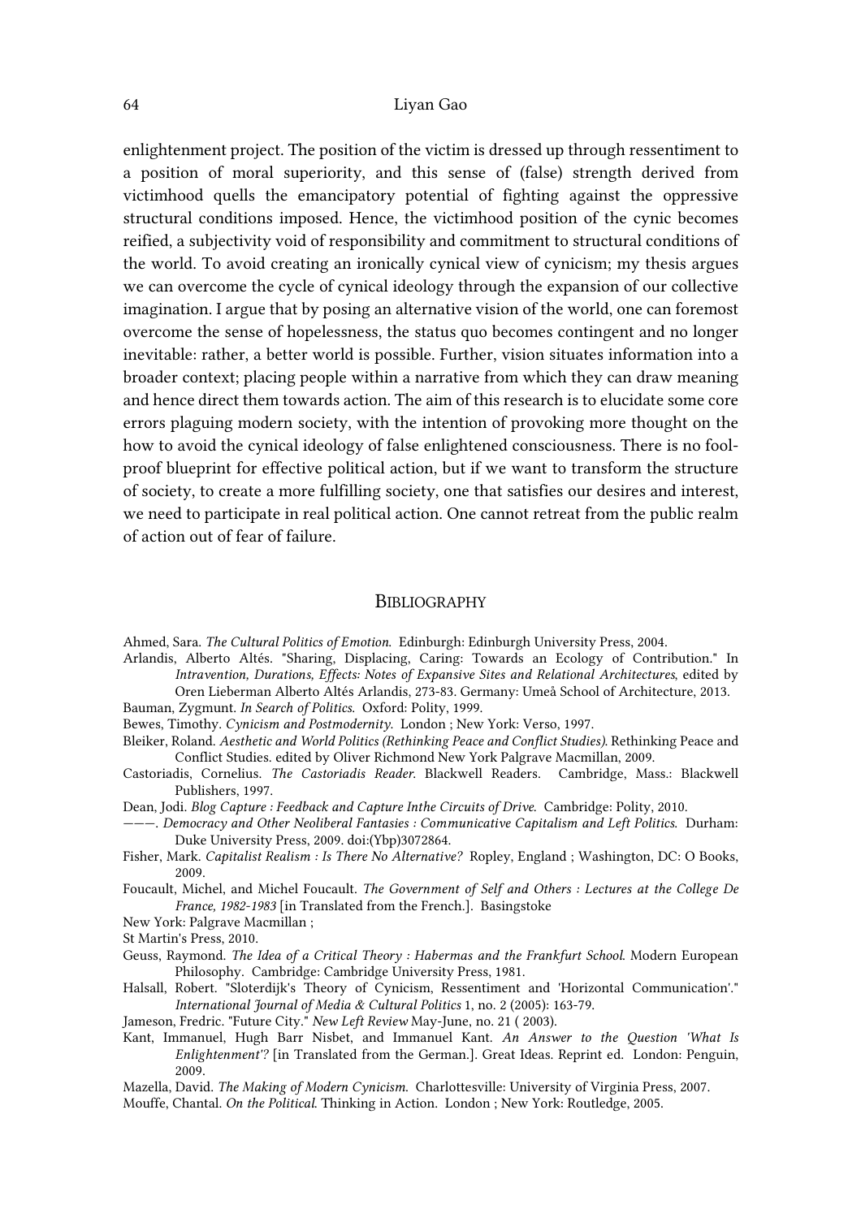enlightenment project. The position of the victim is dressed up through ressentiment to a position of moral superiority, and this sense of (false) strength derived from victimhood quells the emancipatory potential of fighting against the oppressive structural conditions imposed. Hence, the victimhood position of the cynic becomes reified, a subjectivity void of responsibility and commitment to structural conditions of the world. To avoid creating an ironically cynical view of cynicism; my thesis argues we can overcome the cycle of cynical ideology through the expansion of our collective imagination. I argue that by posing an alternative vision of the world, one can foremost overcome the sense of hopelessness, the status quo becomes contingent and no longer inevitable: rather, a better world is possible. Further, vision situates information into a broader context; placing people within a narrative from which they can draw meaning and hence direct them towards action. The aim of this research is to elucidate some core errors plaguing modern society, with the intention of provoking more thought on the how to avoid the cynical ideology of false enlightened consciousness. There is no fool-proof blueprint for effective political action, but if we want to transform the structure of society, to create a more fulfilling society, one that satisfies our desires and interest, we need to participate in real political action. One cannot retreat from the public realm of action out of fear of failure.

## Bibliography

Ahmed, Sara. *The Cultural Politics of Emotion*. Edinburgh: Edinburgh University Press, 2004.

Arlandis, Alberto Altés. "Sharing, Displacing, Caring: Towards an Ecology of Contribution." In *Intravention, Durations, Effects: Notes of Expansive Sites and Relational Architectures*, edited by Oren Lieberman Alberto Altés Arlandis, 273-83. Germany: Umeå School of Architecture, 2013.

Bauman, Zygmunt. *In Search of Politics*. Oxford: Polity, 1999.

Bewes, Timothy. *Cynicism and Postmodernity*. London ; New York: Verso, 1997.

Bleiker, Roland. *Aesthetic and World Politics (Rethinking Peace and Conflict Studies)*. Rethinking Peace and Conflict Studies. edited by Oliver Richmond New York Palgrave Macmillan, 2009.

Castoriadis, Cornelius. *The Castoriadis Reader*. Blackwell Readers. Cambridge, Mass.: Blackwell Publishers, 1997.

Dean, Jodi. *Blog Capture : Feedback and Capture Inthe Circuits of Drive*. Cambridge: Polity, 2010.

———. *Democracy and Other Neoliberal Fantasies : Communicative Capitalism and Left Politics*. Durham: Duke University Press, 2009. doi:(Ybp)3072864.

Fisher, Mark. *Capitalist Realism : Is There No Alternative?* Ropley, England ; Washington, DC: O Books, 2009.

Foucault, Michel, and Michel Foucault. *The Government of Self and Others : Lectures at the College De France, 1982-1983* [in Translated from the French.]. Basingstoke
New York: Palgrave Macmillan ;
St Martin's Press, 2010.

Geuss, Raymond. *The Idea of a Critical Theory : Habermas and the Frankfurt School*. Modern European Philosophy. Cambridge: Cambridge University Press, 1981.

Halsall, Robert. "Sloterdijk's Theory of Cynicism, Ressentiment and 'Horizontal Communication'." *International Journal of Media & Cultural Politics* 1, no. 2 (2005): 163-79.

Jameson, Fredric. "Future City." *New Left Review* May-June, no. 21 ( 2003).

Kant, Immanuel, Hugh Barr Nisbet, and Immanuel Kant. *An Answer to the Question 'What Is Enlightenment'?* [in Translated from the German.]. Great Ideas. Reprint ed. London: Penguin, 2009.

Mazella, David. *The Making of Modern Cynicism*. Charlottesville: University of Virginia Press, 2007.

Mouffe, Chantal. *On the Political*. Thinking in Action. London ; New York: Routledge, 2005.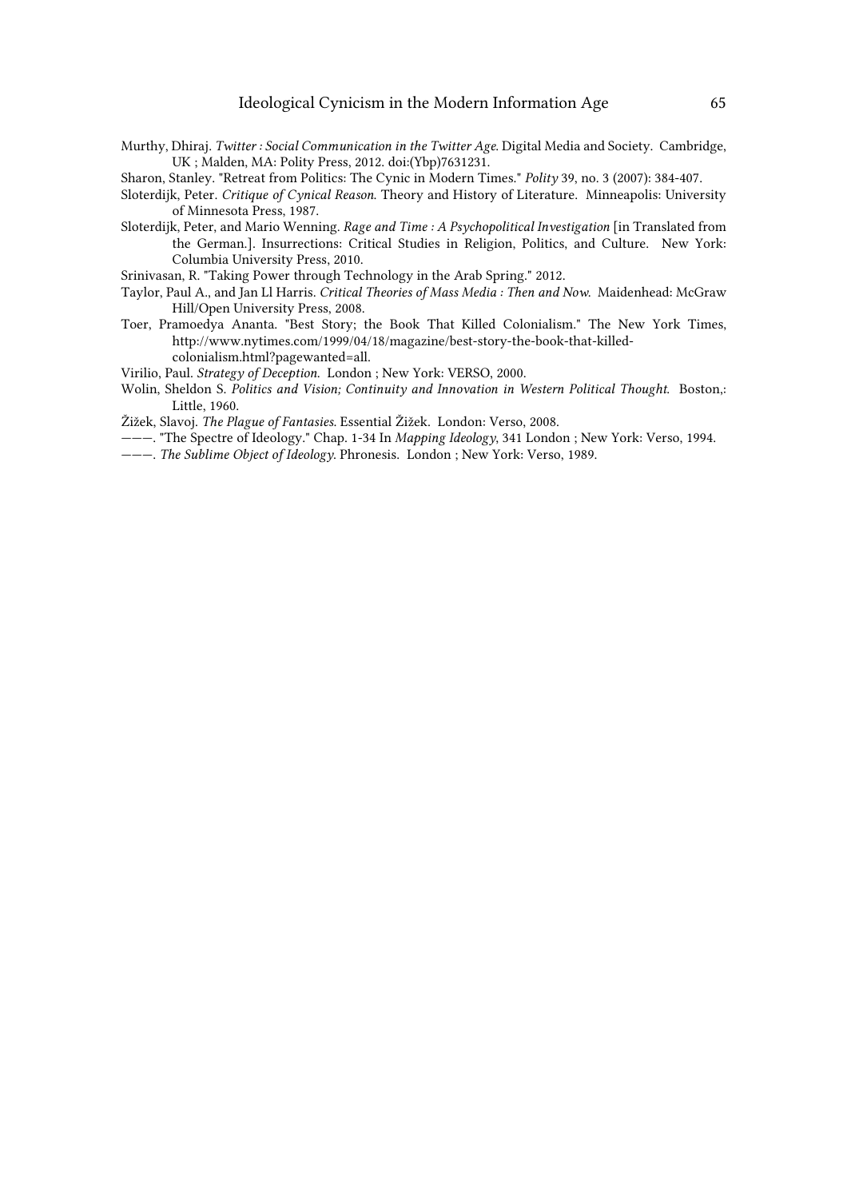Murthy, Dhiraj. *Twitter : Social Communication in the Twitter Age*. Digital Media and Society. Cambridge, UK ; Malden, MA: Polity Press, 2012. doi:(Ybp)7631231.

Sharon, Stanley. "Retreat from Politics: The Cynic in Modern Times." *Polity* 39, no. 3 (2007): 384-407.

Sloterdijk, Peter. *Critique of Cynical Reason*. Theory and History of Literature. Minneapolis: University of Minnesota Press, 1987.

Sloterdijk, Peter, and Mario Wenning. *Rage and Time : A Psychopolitical Investigation* [in Translated from the German.]. Insurrections: Critical Studies in Religion, Politics, and Culture. New York: Columbia University Press, 2010.

Srinivasan, R. "Taking Power through Technology in the Arab Spring." 2012.

Taylor, Paul A., and Jan Ll Harris. *Critical Theories of Mass Media : Then and Now*. Maidenhead: McGraw Hill/Open University Press, 2008.

Toer, Pramoedya Ananta. "Best Story; the Book That Killed Colonialism." The New York Times, http://www.nytimes.com/1999/04/18/magazine/best-story-the-book-that-killed-colonialism.html?pagewanted=all.

Virilio, Paul. *Strategy of Deception*. London ; New York: VERSO, 2000.

Wolin, Sheldon S. *Politics and Vision; Continuity and Innovation in Western Political Thought*. Boston,: Little, 1960.

Žižek, Slavoj. *The Plague of Fantasies*. Essential Žižek. London: Verso, 2008.

———. "The Spectre of Ideology." Chap. 1-34 In *Mapping Ideology*, 341 London ; New York: Verso, 1994.

———. *The Sublime Object of Ideology*. Phronesis. London ; New York: Verso, 1989.